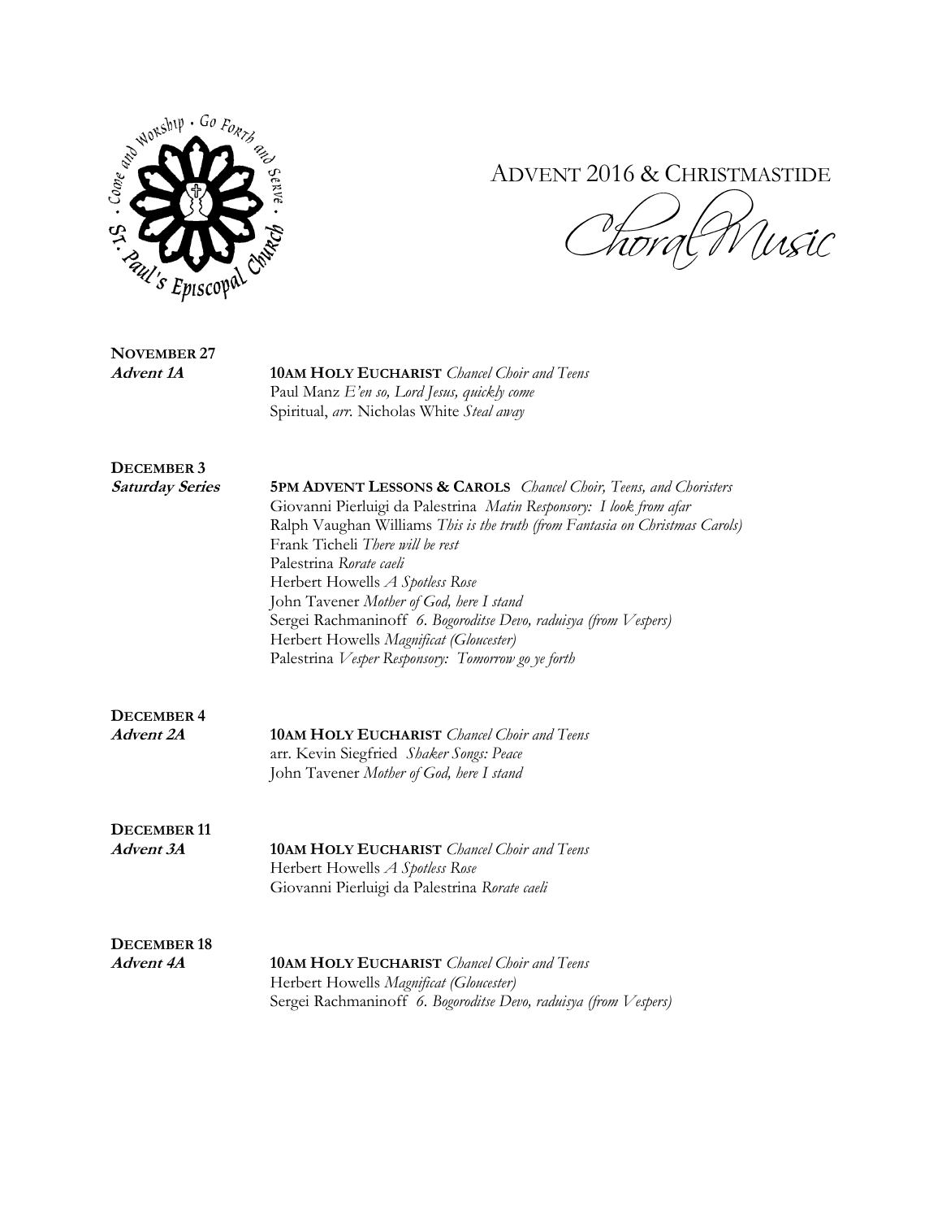St. Paul's Episcopal Church · Come and Worship · Go Forth and Serve ·

# ADVENT 2016 & CHRISTMASTIDE

## *Choral Music*

**NOVEMBER 27**
***Advent 1A***

**10AM HOLY EUCHARIST** *Chancel Choir and Teens*
Paul Manz *E'en so, Lord Jesus, quickly come*
Spiritual, *arr.* Nicholas White *Steal away*

**DECEMBER 3**
***Saturday Series***

**5PM ADVENT LESSONS & CAROLS** *Chancel Choir, Teens, and Choristers*
Giovanni Pierluigi da Palestrina *Matin Responsory: I look from afar*
Ralph Vaughan Williams *This is the truth (from Fantasia on Christmas Carols)*
Frank Ticheli *There will be rest*
Palestrina *Rorate caeli*
Herbert Howells *A Spotless Rose*
John Tavener *Mother of God, here I stand*
Sergei Rachmaninoff *6. Bogoroditse Devo, raduisya (from Vespers)*
Herbert Howells *Magnificat (Gloucester)*
Palestrina *Vesper Responsory: Tomorrow go ye forth*

**DECEMBER 4**
***Advent 2A***

**10AM HOLY EUCHARIST** *Chancel Choir and Teens*
arr. Kevin Siegfried *Shaker Songs: Peace*
John Tavener *Mother of God, here I stand*

**DECEMBER 11**
***Advent 3A***

**10AM HOLY EUCHARIST** *Chancel Choir and Teens*
Herbert Howells *A Spotless Rose*
Giovanni Pierluigi da Palestrina *Rorate caeli*

**DECEMBER 18**
***Advent 4A***

**10AM HOLY EUCHARIST** *Chancel Choir and Teens*
Herbert Howells *Magnificat (Gloucester)*
Sergei Rachmaninoff *6. Bogoroditse Devo, raduisya (from Vespers)*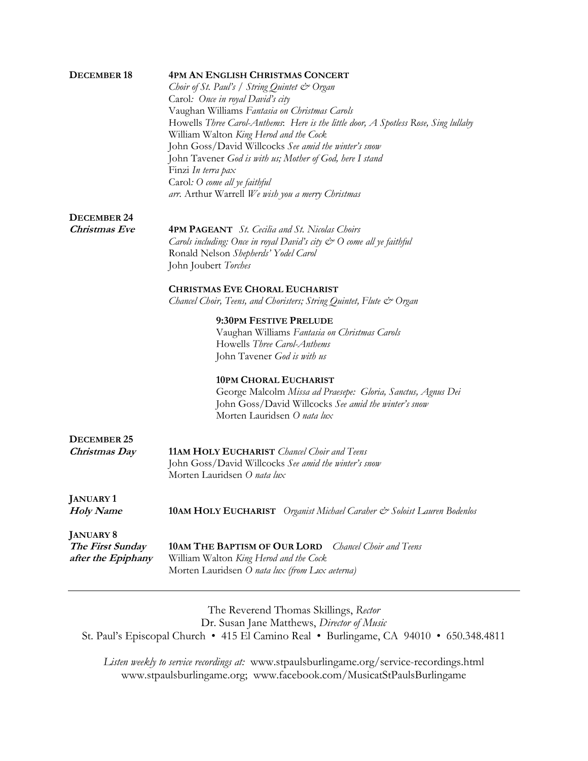**DECEMBER 18**

**4PM AN ENGLISH CHRISTMAS CONCERT**
*Choir of St. Paul's / String Quintet & Organ*
Carol*: Once in royal David's city*
Vaughan Williams *Fantasia on Christmas Carols*
Howells *Three Carol-Anthems*: *Here is the little door, A Spotless Rose, Sing lullaby*
William Walton *King Herod and the Cock*
John Goss/David Willcocks *See amid the winter's snow*
John Tavener *God is with us; Mother of God, here I stand*
Finzi *In terra pax*
Carol*: O come all ye faithful*
*arr.* Arthur Warrell *We wish you a merry Christmas*

**DECEMBER 24**
***Christmas Eve***

**4PM PAGEANT** *St. Cecilia and St. Nicolas Choirs*
*Carols including: Once in royal David's city & O come all ye faithful*
Ronald Nelson *Shepherds' Yodel Carol*
John Joubert *Torches*

**CHRISTMAS EVE CHORAL EUCHARIST**
*Chancel Choir, Teens, and Choristers; String Quintet, Flute & Organ*

**9:30PM FESTIVE PRELUDE**
Vaughan Williams *Fantasia on Christmas Carols*
Howells *Three Carol-Anthems*
John Tavener *God is with us*

**10PM CHORAL EUCHARIST**
George Malcolm *Missa ad Praesepe: Gloria, Sanctus, Agnus Dei*
John Goss/David Willcocks *See amid the winter's snow*
Morten Lauridsen *O nata lux*

**DECEMBER 25**
***Christmas Day***

**11AM HOLY EUCHARIST** *Chancel Choir and Teens*
John Goss/David Willcocks *See amid the winter's snow*
Morten Lauridsen *O nata lux*

**JANUARY 1**
***Holy Name***

**10AM HOLY EUCHARIST** *Organist Michael Caraher & Soloist Lauren Bodenlos*

**JANUARY 8**
***The First Sunday after the Epiphany***

**10AM THE BAPTISM OF OUR LORD** *Chancel Choir and Teens*
William Walton *King Herod and the Cock*
Morten Lauridsen *O nata lux (from Lux aeterna)*

---

The Reverend Thomas Skillings, *Rector*
Dr. Susan Jane Matthews, *Director of Music*
St. Paul's Episcopal Church • 415 El Camino Real • Burlingame, CA 94010 • 650.348.4811

*Listen weekly to service recordings at:* www.stpaulsburlingame.org/service-recordings.html
www.stpaulsburlingame.org; www.facebook.com/MusicatStPaulsBurlingame